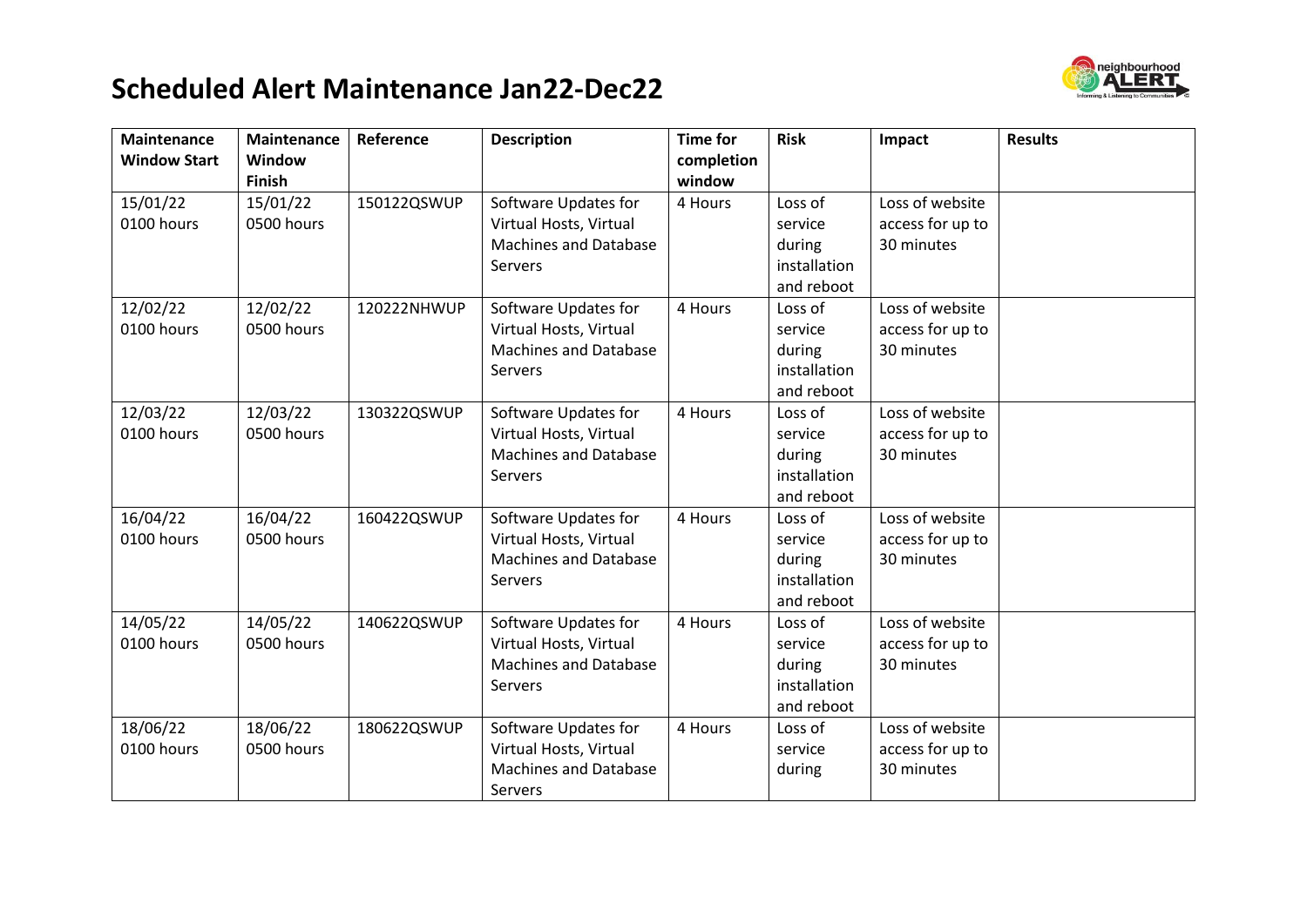# Scheduled Alert Maintenance Jan22-Dec22

| Maintenance Window Start | Maintenance Window Finish | Reference | Description | Time for completion window | Risk | Impact | Results |
|---|---|---|---|---|---|---|---|
| 15/01/22 0100 hours | 15/01/22 0500 hours | 150122QSWUP | Software Updates for Virtual Hosts, Virtual Machines and Database Servers | 4 Hours | Loss of service during installation and reboot | Loss of website access for up to 30 minutes | |
| 12/02/22 0100 hours | 12/02/22 0500 hours | 120222NHWUP | Software Updates for Virtual Hosts, Virtual Machines and Database Servers | 4 Hours | Loss of service during installation and reboot | Loss of website access for up to 30 minutes | |
| 12/03/22 0100 hours | 12/03/22 0500 hours | 130322QSWUP | Software Updates for Virtual Hosts, Virtual Machines and Database Servers | 4 Hours | Loss of service during installation and reboot | Loss of website access for up to 30 minutes | |
| 16/04/22 0100 hours | 16/04/22 0500 hours | 160422QSWUP | Software Updates for Virtual Hosts, Virtual Machines and Database Servers | 4 Hours | Loss of service during installation and reboot | Loss of website access for up to 30 minutes | |
| 14/05/22 0100 hours | 14/05/22 0500 hours | 140622QSWUP | Software Updates for Virtual Hosts, Virtual Machines and Database Servers | 4 Hours | Loss of service during installation and reboot | Loss of website access for up to 30 minutes | |
| 18/06/22 0100 hours | 18/06/22 0500 hours | 180622QSWUP | Software Updates for Virtual Hosts, Virtual Machines and Database Servers | 4 Hours | Loss of service during | Loss of website access for up to 30 minutes | |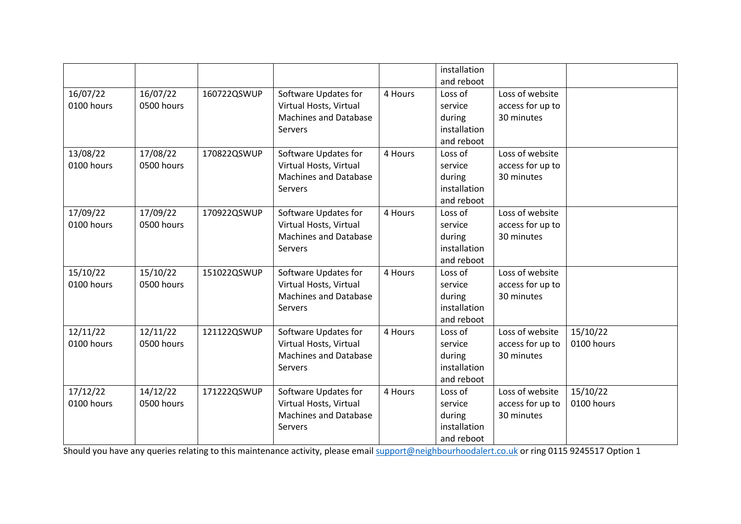| | | | | | | | |
|---|---|---|---|---|---|---|---|
| | | | | | installation and reboot | | |
| 16/07/22 0100 hours | 16/07/22 0500 hours | 160722QSWUP | Software Updates for Virtual Hosts, Virtual Machines and Database Servers | 4 Hours | Loss of service during installation and reboot | Loss of website access for up to 30 minutes | |
| 13/08/22 0100 hours | 17/08/22 0500 hours | 170822QSWUP | Software Updates for Virtual Hosts, Virtual Machines and Database Servers | 4 Hours | Loss of service during installation and reboot | Loss of website access for up to 30 minutes | |
| 17/09/22 0100 hours | 17/09/22 0500 hours | 170922QSWUP | Software Updates for Virtual Hosts, Virtual Machines and Database Servers | 4 Hours | Loss of service during installation and reboot | Loss of website access for up to 30 minutes | |
| 15/10/22 0100 hours | 15/10/22 0500 hours | 151022QSWUP | Software Updates for Virtual Hosts, Virtual Machines and Database Servers | 4 Hours | Loss of service during installation and reboot | Loss of website access for up to 30 minutes | |
| 12/11/22 0100 hours | 12/11/22 0500 hours | 121122QSWUP | Software Updates for Virtual Hosts, Virtual Machines and Database Servers | 4 Hours | Loss of service during installation and reboot | Loss of website access for up to 30 minutes | 15/10/22 0100 hours |
| 17/12/22 0100 hours | 14/12/22 0500 hours | 171222QSWUP | Software Updates for Virtual Hosts, Virtual Machines and Database Servers | 4 Hours | Loss of service during installation and reboot | Loss of website access for up to 30 minutes | 15/10/22 0100 hours |

Should you have any queries relating to this maintenance activity, please email support@neighbourhoodalert.co.uk or ring 0115 9245517 Option 1